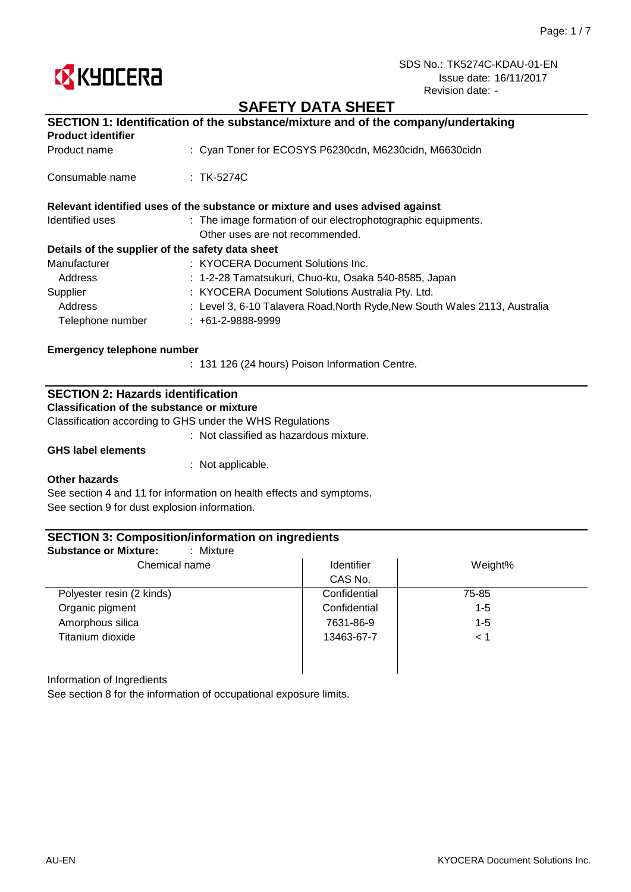SDS No.: TK5274C-KDAU-01-EN
Issue date: 16/11/2017
Revision date: -

# SAFETY DATA SHEET

## SECTION 1: Identification of the substance/mixture and of the company/undertaking

**Product identifier**

Product name : Cyan Toner for ECOSYS P6230cdn, M6230cidn, M6630cidn

Consumable name : TK-5274C

**Relevant identified uses of the substance or mixture and uses advised against**

Identified uses : The image formation of our electrophotographic equipments.
Other uses are not recommended.

**Details of the supplier of the safety data sheet**

Manufacturer : KYOCERA Document Solutions Inc.
Address : 1-2-28 Tamatsukuri, Chuo-ku, Osaka 540-8585, Japan
Supplier : KYOCERA Document Solutions Australia Pty. Ltd.
Address : Level 3, 6-10 Talavera Road,North Ryde,New South Wales 2113, Australia
Telephone number : +61-2-9888-9999

**Emergency telephone number**

: 131 126 (24 hours) Poison Information Centre.

## SECTION 2: Hazards identification

**Classification of the substance or mixture**

Classification according to GHS under the WHS Regulations

: Not classified as hazardous mixture.

**GHS label elements**

: Not applicable.

**Other hazards**

See section 4 and 11 for information on health effects and symptoms.
See section 9 for dust explosion information.

## SECTION 3: Composition/information on ingredients

**Substance or Mixture:** : Mixture

| Chemical name | Identifier CAS No. | Weight% |
|---|---|---|
| Polyester resin (2 kinds) | Confidential | 75-85 |
| Organic pigment | Confidential | 1-5 |
| Amorphous silica | 7631-86-9 | 1-5 |
| Titanium dioxide | 13463-67-7 | < 1 |

Information of Ingredients
See section 8 for the information of occupational exposure limits.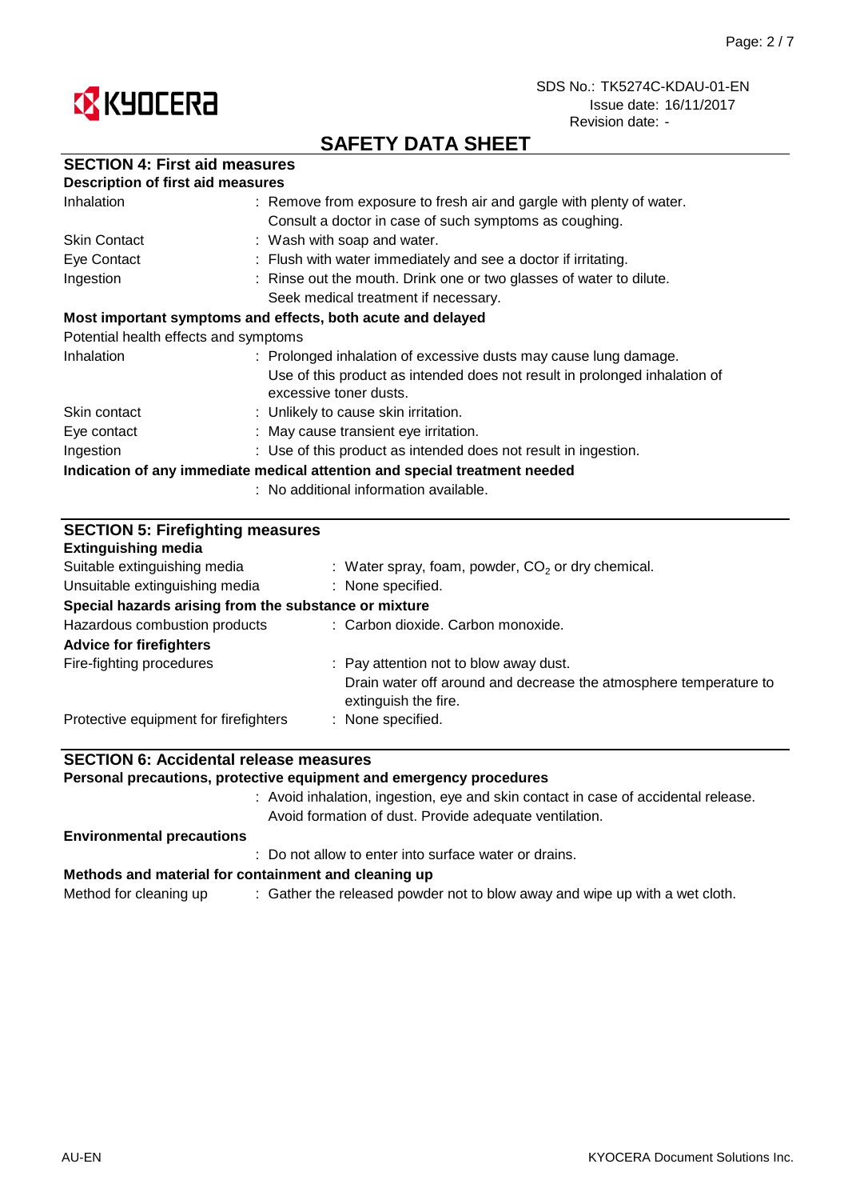# SAFETY DATA SHEET

## SECTION 4: First aid measures

### Description of first aid measures

| | |
|---|---|
| Inhalation | : Remove from exposure to fresh air and gargle with plenty of water. Consult a doctor in case of such symptoms as coughing. |
| Skin Contact | : Wash with soap and water. |
| Eye Contact | : Flush with water immediately and see a doctor if irritating. |
| Ingestion | : Rinse out the mouth. Drink one or two glasses of water to dilute. Seek medical treatment if necessary. |

### Most important symptoms and effects, both acute and delayed

Potential health effects and symptoms

| | |
|---|---|
| Inhalation | : Prolonged inhalation of excessive dusts may cause lung damage. Use of this product as intended does not result in prolonged inhalation of excessive toner dusts. |
| Skin contact | : Unlikely to cause skin irritation. |
| Eye contact | : May cause transient eye irritation. |
| Ingestion | : Use of this product as intended does not result in ingestion. |

### Indication of any immediate medical attention and special treatment needed

: No additional information available.

## SECTION 5: Firefighting measures

### Extinguishing media

| | |
|---|---|
| Suitable extinguishing media | : Water spray, foam, powder, $CO_2$ or dry chemical. |
| Unsuitable extinguishing media | : None specified. |

### Special hazards arising from the substance or mixture

| | |
|---|---|
| Hazardous combustion products | : Carbon dioxide. Carbon monoxide. |

### Advice for firefighters

| | |
|---|---|
| Fire-fighting procedures | : Pay attention not to blow away dust. Drain water off around and decrease the atmosphere temperature to extinguish the fire. |
| Protective equipment for firefighters | : None specified. |

## SECTION 6: Accidental release measures

### Personal precautions, protective equipment and emergency procedures

: Avoid inhalation, ingestion, eye and skin contact in case of accidental release. Avoid formation of dust. Provide adequate ventilation.

### Environmental precautions

: Do not allow to enter into surface water or drains.

### Methods and material for containment and cleaning up

| | |
|---|---|
| Method for cleaning up | : Gather the released powder not to blow away and wipe up with a wet cloth. |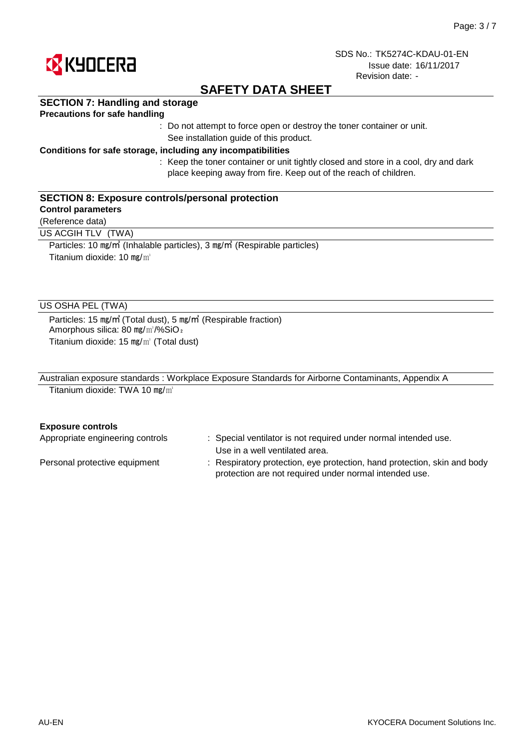SDS No.: TK5274C-KDAU-01-EN
Issue date: 16/11/2017
Revision date: -

# SAFETY DATA SHEET

## SECTION 7: Handling and storage

**Precautions for safe handling**

: Do not attempt to force open or destroy the toner container or unit.
See installation guide of this product.

**Conditions for safe storage, including any incompatibilities**

: Keep the toner container or unit tightly closed and store in a cool, dry and dark place keeping away from fire. Keep out of the reach of children.

## SECTION 8: Exposure controls/personal protection

**Control parameters**

(Reference data)

US ACGIH TLV (TWA)

Particles: 10 mg/m³ (Inhalable particles), 3 mg/m³ (Respirable particles)
Titanium dioxide: 10 mg/m³

US OSHA PEL (TWA)

Particles: 15 mg/m³ (Total dust), 5 mg/m³ (Respirable fraction)
Amorphous silica: 80 mg/m³/%$SiO_2$
Titanium dioxide: 15 mg/m³ (Total dust)

Australian exposure standards : Workplace Exposure Standards for Airborne Contaminants, Appendix A

Titanium dioxide: TWA 10 mg/m³

**Exposure controls**

Appropriate engineering controls : Special ventilator is not required under normal intended use.
Use in a well ventilated area.

Personal protective equipment : Respiratory protection, eye protection, hand protection, skin and body protection are not required under normal intended use.

AU-EN

KYOCERA Document Solutions Inc.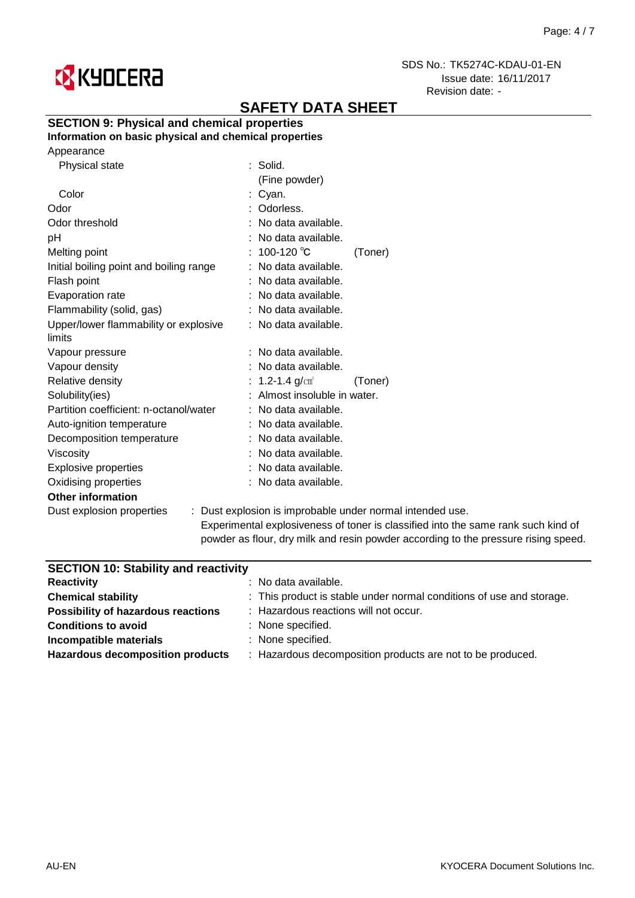## SAFETY DATA SHEET

### SECTION 9: Physical and chemical properties

**Information on basic physical and chemical properties**

| Property | Value | |
|---|---|---|
| Appearance | | |
| Physical state | : Solid. (Fine powder) | |
| Color | : Cyan. | |
| Odor | : Odorless. | |
| Odor threshold | : No data available. | |
| pH | : No data available. | |
| Melting point | : 100-120 ℃ | (Toner) |
| Initial boiling point and boiling range | : No data available. | |
| Flash point | : No data available. | |
| Evaporation rate | : No data available. | |
| Flammability (solid, gas) | : No data available. | |
| Upper/lower flammability or explosive limits | : No data available. | |
| Vapour pressure | : No data available. | |
| Vapour density | : No data available. | |
| Relative density | : 1.2-1.4 g/㎤ | (Toner) |
| Solubility(ies) | : Almost insoluble in water. | |
| Partition coefficient: n-octanol/water | : No data available. | |
| Auto-ignition temperature | : No data available. | |
| Decomposition temperature | : No data available. | |
| Viscosity | : No data available. | |
| Explosive properties | : No data available. | |
| Oxidising properties | : No data available. | |

**Other information**

Dust explosion properties : Dust explosion is improbable under normal intended use. Experimental explosiveness of toner is classified into the same rank such kind of powder as flour, dry milk and resin powder according to the pressure rising speed.

### SECTION 10: Stability and reactivity

| | |
|---|---|
| **Reactivity** | : No data available. |
| **Chemical stability** | : This product is stable under normal conditions of use and storage. |
| **Possibility of hazardous reactions** | : Hazardous reactions will not occur. |
| **Conditions to avoid** | : None specified. |
| **Incompatible materials** | : None specified. |
| **Hazardous decomposition products** | : Hazardous decomposition products are not to be produced. |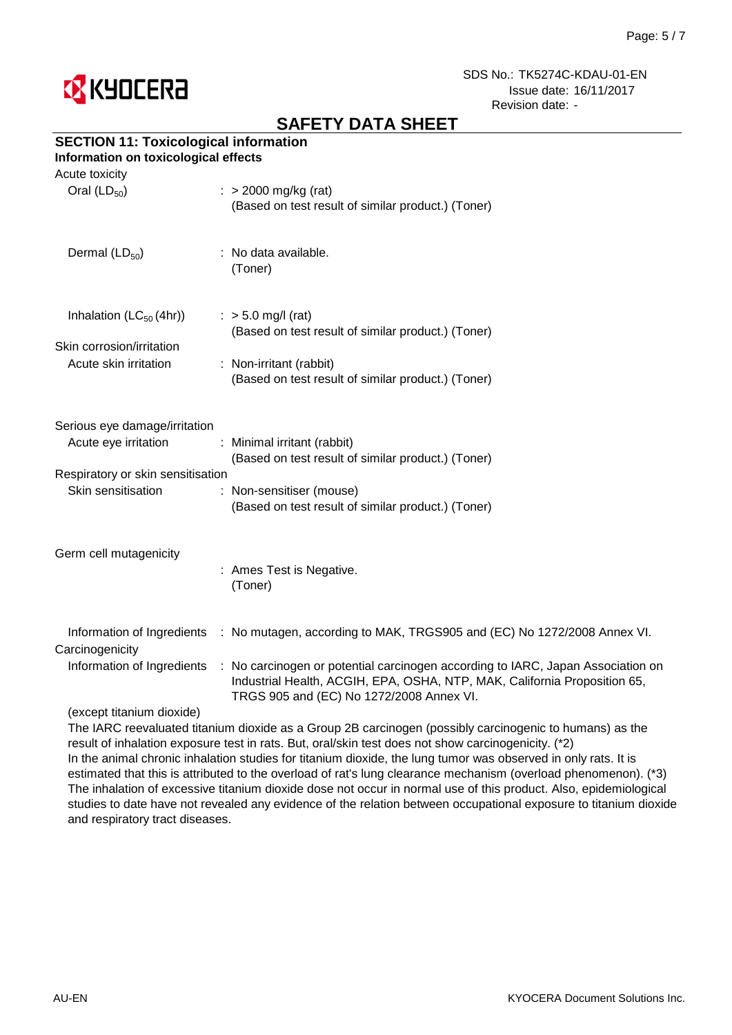## SAFETY DATA SHEET

### SECTION 11: Toxicological information

**Information on toxicological effects**

Acute toxicity

| | |
|---|---|
| Oral ($LD_{50}$) | : > 2000 mg/kg (rat)<br>(Based on test result of similar product.) (Toner) |
| Dermal ($LD_{50}$) | : No data available.<br>(Toner) |
| Inhalation ($LC_{50}$ (4hr)) | : > 5.0 mg/l (rat)<br>(Based on test result of similar product.) (Toner) |

Skin corrosion/irritation

| | |
|---|---|
| Acute skin irritation | : Non-irritant (rabbit)<br>(Based on test result of similar product.) (Toner) |

Serious eye damage/irritation

| | |
|---|---|
| Acute eye irritation | : Minimal irritant (rabbit)<br>(Based on test result of similar product.) (Toner) |

Respiratory or skin sensitisation

| | |
|---|---|
| Skin sensitisation | : Non-sensitiser (mouse)<br>(Based on test result of similar product.) (Toner) |

Germ cell mutagenicity

| | |
|---|---|
| | : Ames Test is Negative.<br>(Toner) |
| Information of Ingredients | : No mutagen, according to MAK, TRGS905 and (EC) No 1272/2008 Annex VI. |

Carcinogenicity

| | |
|---|---|
| Information of Ingredients | : No carcinogen or potential carcinogen according to IARC, Japan Association on Industrial Health, ACGIH, EPA, OSHA, NTP, MAK, California Proposition 65, TRGS 905 and (EC) No 1272/2008 Annex VI. |

(except titanium dioxide)

The IARC reevaluated titanium dioxide as a Group 2B carcinogen (possibly carcinogenic to humans) as the result of inhalation exposure test in rats. But, oral/skin test does not show carcinogenicity. (*2)
In the animal chronic inhalation studies for titanium dioxide, the lung tumor was observed in only rats. It is estimated that this is attributed to the overload of rat's lung clearance mechanism (overload phenomenon). (*3)
The inhalation of excessive titanium dioxide dose not occur in normal use of this product. Also, epidemiological studies to date have not revealed any evidence of the relation between occupational exposure to titanium dioxide and respiratory tract diseases.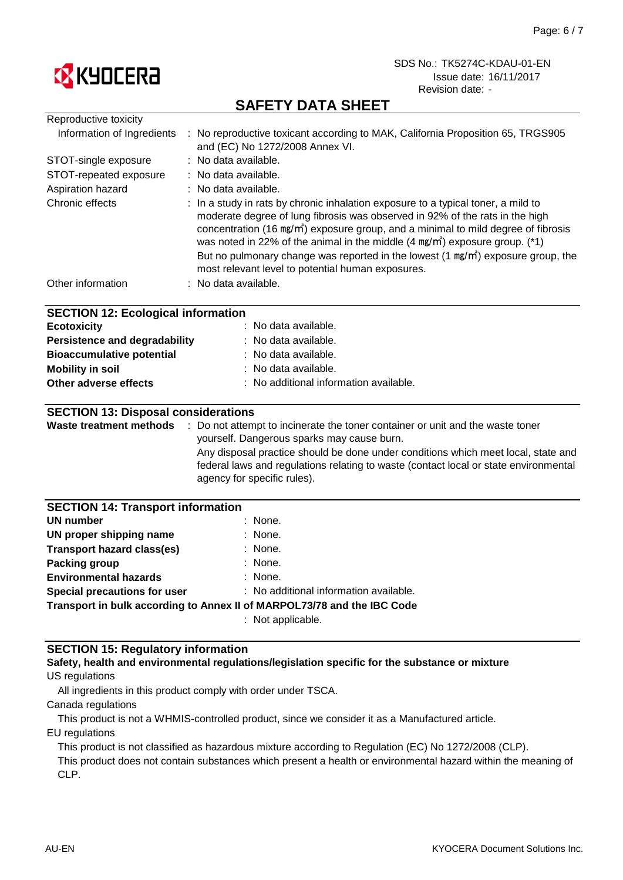**SAFETY DATA SHEET**

SDS No.: TK5274C-KDAU-01-EN
Issue date: 16/11/2017
Revision date: -

Reproductive toxicity

| | |
|---|---|
| Information of Ingredients | : No reproductive toxicant according to MAK, California Proposition 65, TRGS905 and (EC) No 1272/2008 Annex VI. |
| STOT-single exposure | : No data available. |
| STOT-repeated exposure | : No data available. |
| Aspiration hazard | : No data available. |
| Chronic effects | : In a study in rats by chronic inhalation exposure to a typical toner, a mild to moderate degree of lung fibrosis was observed in 92% of the rats in the high concentration (16 ㎎/㎥) exposure group, and a minimal to mild degree of fibrosis was noted in 22% of the animal in the middle (4 ㎎/㎥) exposure group. (*1) But no pulmonary change was reported in the lowest (1 ㎎/㎥) exposure group, the most relevant level to potential human exposures. |
| Other information | : No data available. |

## SECTION 12: Ecological information

| | |
|---|---|
| **Ecotoxicity** | : No data available. |
| **Persistence and degradability** | : No data available. |
| **Bioaccumulative potential** | : No data available. |
| **Mobility in soil** | : No data available. |
| **Other adverse effects** | : No additional information available. |

## SECTION 13: Disposal considerations

**Waste treatment methods** : Do not attempt to incinerate the toner container or unit and the waste toner yourself. Dangerous sparks may cause burn.
Any disposal practice should be done under conditions which meet local, state and federal laws and regulations relating to waste (contact local or state environmental agency for specific rules).

## SECTION 14: Transport information

| | |
|---|---|
| **UN number** | : None. |
| **UN proper shipping name** | : None. |
| **Transport hazard class(es)** | : None. |
| **Packing group** | : None. |
| **Environmental hazards** | : None. |
| **Special precautions for user** | : No additional information available. |

**Transport in bulk according to Annex II of MARPOL73/78 and the IBC Code**
: Not applicable.

## SECTION 15: Regulatory information

**Safety, health and environmental regulations/legislation specific for the substance or mixture**

US regulations

All ingredients in this product comply with order under TSCA.

Canada regulations

This product is not a WHMIS-controlled product, since we consider it as a Manufactured article.

EU regulations

This product is not classified as hazardous mixture according to Regulation (EC) No 1272/2008 (CLP).
This product does not contain substances which present a health or environmental hazard within the meaning of CLP.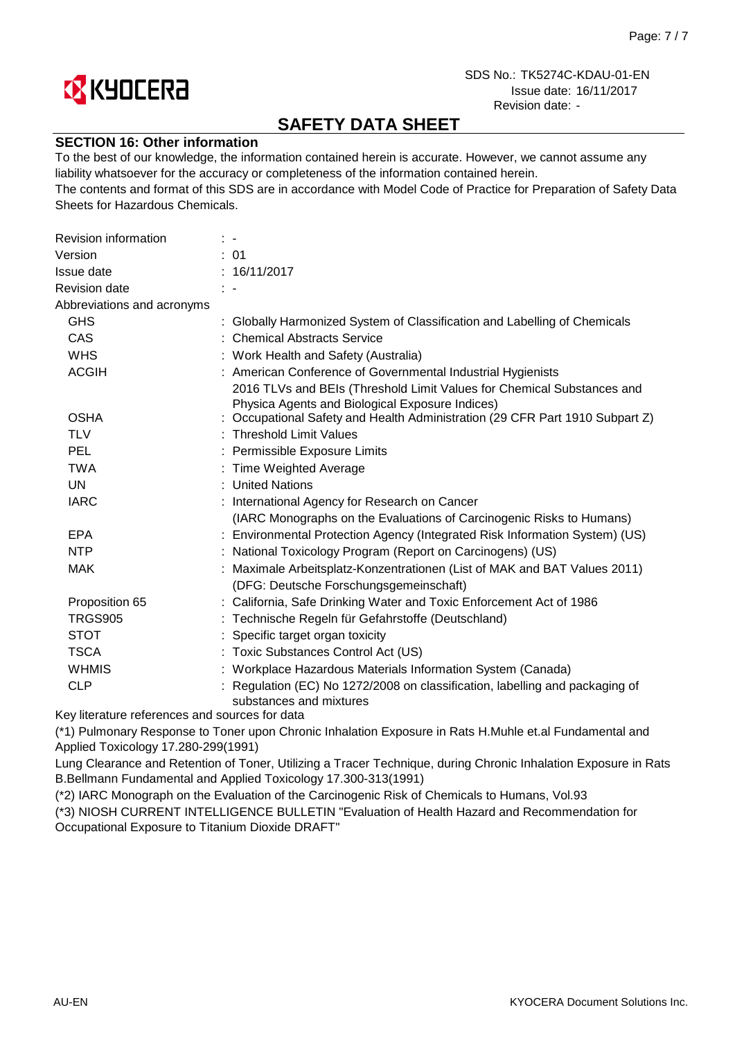SDS No.: TK5274C-KDAU-01-EN
Issue date: 16/11/2017
Revision date: -

# SAFETY DATA SHEET

## SECTION 16: Other information

To the best of our knowledge, the information contained herein is accurate. However, we cannot assume any liability whatsoever for the accuracy or completeness of the information contained herein.
The contents and format of this SDS are in accordance with Model Code of Practice for Preparation of Safety Data Sheets for Hazardous Chemicals.

| | |
|---|---|
| Revision information | : - |
| Version | : 01 |
| Issue date | : 16/11/2017 |
| Revision date | : - |
| Abbreviations and acronyms | |
| GHS | : Globally Harmonized System of Classification and Labelling of Chemicals |
| CAS | : Chemical Abstracts Service |
| WHS | : Work Health and Safety (Australia) |
| ACGIH | : American Conference of Governmental Industrial Hygienists 2016 TLVs and BEIs (Threshold Limit Values for Chemical Substances and Physica Agents and Biological Exposure Indices) |
| OSHA | : Occupational Safety and Health Administration (29 CFR Part 1910 Subpart Z) |
| TLV | : Threshold Limit Values |
| PEL | : Permissible Exposure Limits |
| TWA | : Time Weighted Average |
| UN | : United Nations |
| IARC | : International Agency for Research on Cancer (IARC Monographs on the Evaluations of Carcinogenic Risks to Humans) |
| EPA | : Environmental Protection Agency (Integrated Risk Information System) (US) |
| NTP | : National Toxicology Program (Report on Carcinogens) (US) |
| MAK | : Maximale Arbeitsplatz-Konzentrationen (List of MAK and BAT Values 2011) (DFG: Deutsche Forschungsgemeinschaft) |
| Proposition 65 | : California, Safe Drinking Water and Toxic Enforcement Act of 1986 |
| TRGS905 | : Technische Regeln für Gefahrstoffe (Deutschland) |
| STOT | : Specific target organ toxicity |
| TSCA | : Toxic Substances Control Act (US) |
| WHMIS | : Workplace Hazardous Materials Information System (Canada) |
| CLP | : Regulation (EC) No 1272/2008 on classification, labelling and packaging of substances and mixtures |

Key literature references and sources for data

(*1) Pulmonary Response to Toner upon Chronic Inhalation Exposure in Rats H.Muhle et.al Fundamental and Applied Toxicology 17.280-299(1991)

Lung Clearance and Retention of Toner, Utilizing a Tracer Technique, during Chronic Inhalation Exposure in Rats B.Bellmann Fundamental and Applied Toxicology 17.300-313(1991)

(*2) IARC Monograph on the Evaluation of the Carcinogenic Risk of Chemicals to Humans, Vol.93

(*3) NIOSH CURRENT INTELLIGENCE BULLETIN "Evaluation of Health Hazard and Recommendation for Occupational Exposure to Titanium Dioxide DRAFT"

AU-EN

KYOCERA Document Solutions Inc.